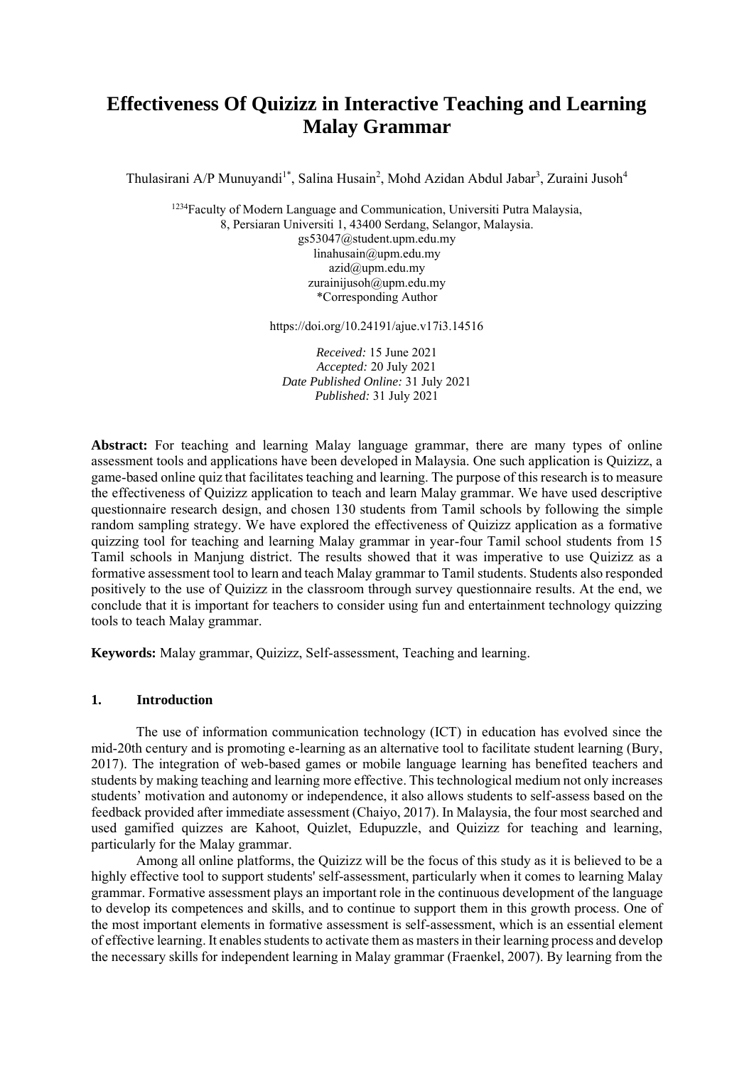# Effectiveness Of Quizizz in Interactive Teaching and Learning Malay Grammar

Thulasirani A/P Munuyandi[1*], Salina Husain[2], Mohd Azidan Abdul Jabar[3], Zuraini Jusoh[4]

[1234]Faculty of Modern Language and Communication, Universiti Putra Malaysia,
8, Persiaran Universiti 1, 43400 Serdang, Selangor, Malaysia.
gs53047@student.upm.edu.my
linahusain@upm.edu.my
azid@upm.edu.my
zurainijusoh@upm.edu.my
*Corresponding Author

https://doi.org/10.24191/ajue.v17i3.14516

*Received:* 15 June 2021
*Accepted:* 20 July 2021
*Date Published Online:* 31 July 2021
*Published:* 31 July 2021

**Abstract:** For teaching and learning Malay language grammar, there are many types of online assessment tools and applications have been developed in Malaysia. One such application is Quizizz, a game-based online quiz that facilitates teaching and learning. The purpose of this research is to measure the effectiveness of Quizizz application to teach and learn Malay grammar. We have used descriptive questionnaire research design, and chosen 130 students from Tamil schools by following the simple random sampling strategy. We have explored the effectiveness of Quizizz application as a formative quizzing tool for teaching and learning Malay grammar in year-four Tamil school students from 15 Tamil schools in Manjung district. The results showed that it was imperative to use Quizizz as a formative assessment tool to learn and teach Malay grammar to Tamil students. Students also responded positively to the use of Quizizz in the classroom through survey questionnaire results. At the end, we conclude that it is important for teachers to consider using fun and entertainment technology quizzing tools to teach Malay grammar.

**Keywords:** Malay grammar, Quizizz, Self-assessment, Teaching and learning.

## 1. Introduction

The use of information communication technology (ICT) in education has evolved since the mid-20th century and is promoting e-learning as an alternative tool to facilitate student learning (Bury, 2017). The integration of web-based games or mobile language learning has benefited teachers and students by making teaching and learning more effective. This technological medium not only increases students' motivation and autonomy or independence, it also allows students to self-assess based on the feedback provided after immediate assessment (Chaiyo, 2017). In Malaysia, the four most searched and used gamified quizzes are Kahoot, Quizlet, Edupuzzle, and Quizizz for teaching and learning, particularly for the Malay grammar.

Among all online platforms, the Quizizz will be the focus of this study as it is believed to be a highly effective tool to support students' self-assessment, particularly when it comes to learning Malay grammar. Formative assessment plays an important role in the continuous development of the language to develop its competences and skills, and to continue to support them in this growth process. One of the most important elements in formative assessment is self-assessment, which is an essential element of effective learning. It enables students to activate them as masters in their learning process and develop the necessary skills for independent learning in Malay grammar (Fraenkel, 2007). By learning from the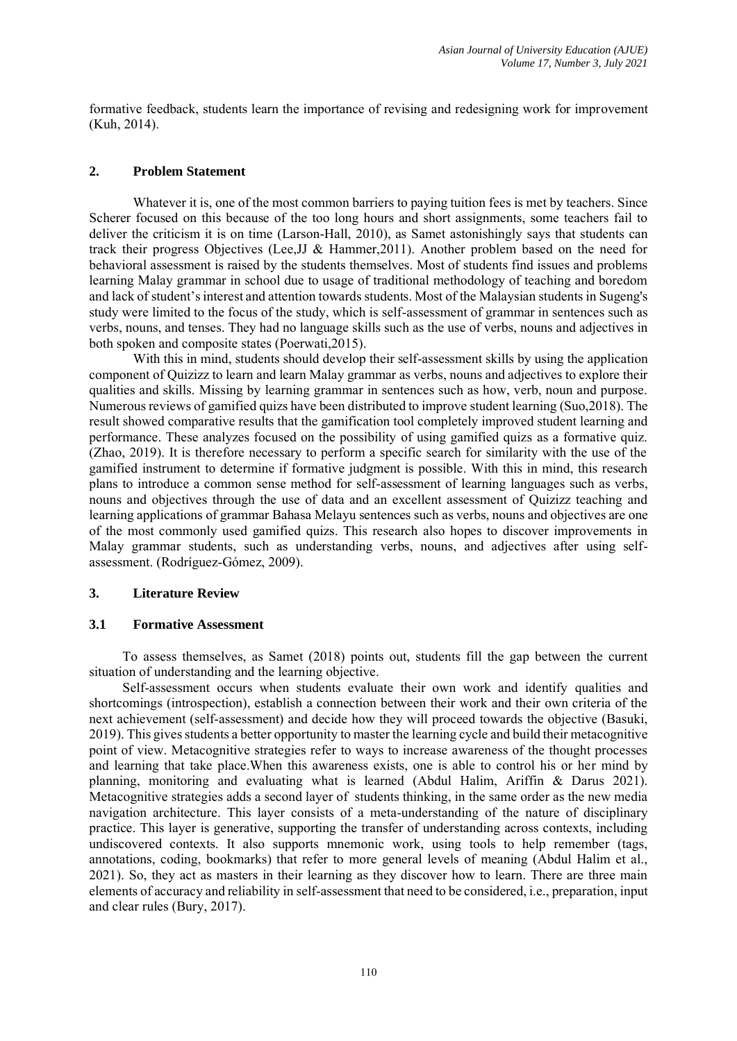formative feedback, students learn the importance of revising and redesigning work for improvement (Kuh, 2014).

## 2. Problem Statement

Whatever it is, one of the most common barriers to paying tuition fees is met by teachers. Since Scherer focused on this because of the too long hours and short assignments, some teachers fail to deliver the criticism it is on time (Larson-Hall, 2010), as Samet astonishingly says that students can track their progress Objectives (Lee,JJ & Hammer,2011). Another problem based on the need for behavioral assessment is raised by the students themselves. Most of students find issues and problems learning Malay grammar in school due to usage of traditional methodology of teaching and boredom and lack of student's interest and attention towards students. Most of the Malaysian students in Sugeng's study were limited to the focus of the study, which is self-assessment of grammar in sentences such as verbs, nouns, and tenses. They had no language skills such as the use of verbs, nouns and adjectives in both spoken and composite states (Poerwati,2015).

With this in mind, students should develop their self-assessment skills by using the application component of Quizizz to learn and learn Malay grammar as verbs, nouns and adjectives to explore their qualities and skills. Missing by learning grammar in sentences such as how, verb, noun and purpose. Numerous reviews of gamified quizs have been distributed to improve student learning (Suo,2018). The result showed comparative results that the gamification tool completely improved student learning and performance. These analyzes focused on the possibility of using gamified quizs as a formative quiz. (Zhao, 2019). It is therefore necessary to perform a specific search for similarity with the use of the gamified instrument to determine if formative judgment is possible. With this in mind, this research plans to introduce a common sense method for self-assessment of learning languages such as verbs, nouns and objectives through the use of data and an excellent assessment of Quizizz teaching and learning applications of grammar Bahasa Melayu sentences such as verbs, nouns and objectives are one of the most commonly used gamified quizs. This research also hopes to discover improvements in Malay grammar students, such as understanding verbs, nouns, and adjectives after using self-assessment. (Rodríguez-Gómez, 2009).

## 3. Literature Review

### 3.1 Formative Assessment

To assess themselves, as Samet (2018) points out, students fill the gap between the current situation of understanding and the learning objective.

Self-assessment occurs when students evaluate their own work and identify qualities and shortcomings (introspection), establish a connection between their work and their own criteria of the next achievement (self-assessment) and decide how they will proceed towards the objective (Basuki, 2019). This gives students a better opportunity to master the learning cycle and build their metacognitive point of view. Metacognitive strategies refer to ways to increase awareness of the thought processes and learning that take place.When this awareness exists, one is able to control his or her mind by planning, monitoring and evaluating what is learned (Abdul Halim, Ariffin & Darus 2021). Metacognitive strategies adds a second layer of students thinking, in the same order as the new media navigation architecture. This layer consists of a meta-understanding of the nature of disciplinary practice. This layer is generative, supporting the transfer of understanding across contexts, including undiscovered contexts. It also supports mnemonic work, using tools to help remember (tags, annotations, coding, bookmarks) that refer to more general levels of meaning (Abdul Halim et al., 2021). So, they act as masters in their learning as they discover how to learn. There are three main elements of accuracy and reliability in self-assessment that need to be considered, i.e., preparation, input and clear rules (Bury, 2017).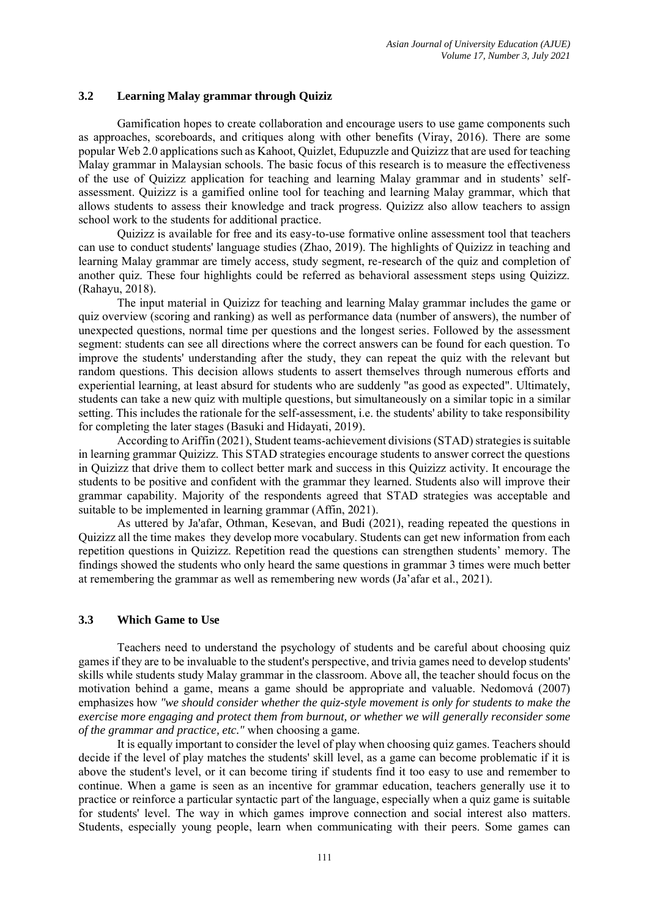### 3.2 Learning Malay grammar through Quiziz

Gamification hopes to create collaboration and encourage users to use game components such as approaches, scoreboards, and critiques along with other benefits (Viray, 2016). There are some popular Web 2.0 applications such as Kahoot, Quizlet, Edupuzzle and Quizizz that are used for teaching Malay grammar in Malaysian schools. The basic focus of this research is to measure the effectiveness of the use of Quizizz application for teaching and learning Malay grammar and in students' self-assessment. Quizizz is a gamified online tool for teaching and learning Malay grammar, which that allows students to assess their knowledge and track progress. Quizizz also allow teachers to assign school work to the students for additional practice.

Quizizz is available for free and its easy-to-use formative online assessment tool that teachers can use to conduct students' language studies (Zhao, 2019). The highlights of Quizizz in teaching and learning Malay grammar are timely access, study segment, re-research of the quiz and completion of another quiz. These four highlights could be referred as behavioral assessment steps using Quizizz. (Rahayu, 2018).

The input material in Quizizz for teaching and learning Malay grammar includes the game or quiz overview (scoring and ranking) as well as performance data (number of answers), the number of unexpected questions, normal time per questions and the longest series. Followed by the assessment segment: students can see all directions where the correct answers can be found for each question. To improve the students' understanding after the study, they can repeat the quiz with the relevant but random questions. This decision allows students to assert themselves through numerous efforts and experiential learning, at least absurd for students who are suddenly "as good as expected". Ultimately, students can take a new quiz with multiple questions, but simultaneously on a similar topic in a similar setting. This includes the rationale for the self-assessment, i.e. the students' ability to take responsibility for completing the later stages (Basuki and Hidayati, 2019).

According to Ariffin (2021), Student teams-achievement divisions (STAD) strategies is suitable in learning grammar Quizizz. This STAD strategies encourage students to answer correct the questions in Quizizz that drive them to collect better mark and success in this Quizizz activity. It encourage the students to be positive and confident with the grammar they learned. Students also will improve their grammar capability. Majority of the respondents agreed that STAD strategies was acceptable and suitable to be implemented in learning grammar (Affin, 2021).

As uttered by Ja'afar, Othman, Kesevan, and Budi (2021), reading repeated the questions in Quizizz all the time makes they develop more vocabulary. Students can get new information from each repetition questions in Quizizz. Repetition read the questions can strengthen students' memory. The findings showed the students who only heard the same questions in grammar 3 times were much better at remembering the grammar as well as remembering new words (Ja'afar et al., 2021).

### 3.3 Which Game to Use

Teachers need to understand the psychology of students and be careful about choosing quiz games if they are to be invaluable to the student's perspective, and trivia games need to develop students' skills while students study Malay grammar in the classroom. Above all, the teacher should focus on the motivation behind a game, means a game should be appropriate and valuable. Nedomová (2007) emphasizes how *"we should consider whether the quiz-style movement is only for students to make the exercise more engaging and protect them from burnout, or whether we will generally reconsider some of the grammar and practice, etc."* when choosing a game.

It is equally important to consider the level of play when choosing quiz games. Teachers should decide if the level of play matches the students' skill level, as a game can become problematic if it is above the student's level, or it can become tiring if students find it too easy to use and remember to continue. When a game is seen as an incentive for grammar education, teachers generally use it to practice or reinforce a particular syntactic part of the language, especially when a quiz game is suitable for students' level. The way in which games improve connection and social interest also matters. Students, especially young people, learn when communicating with their peers. Some games can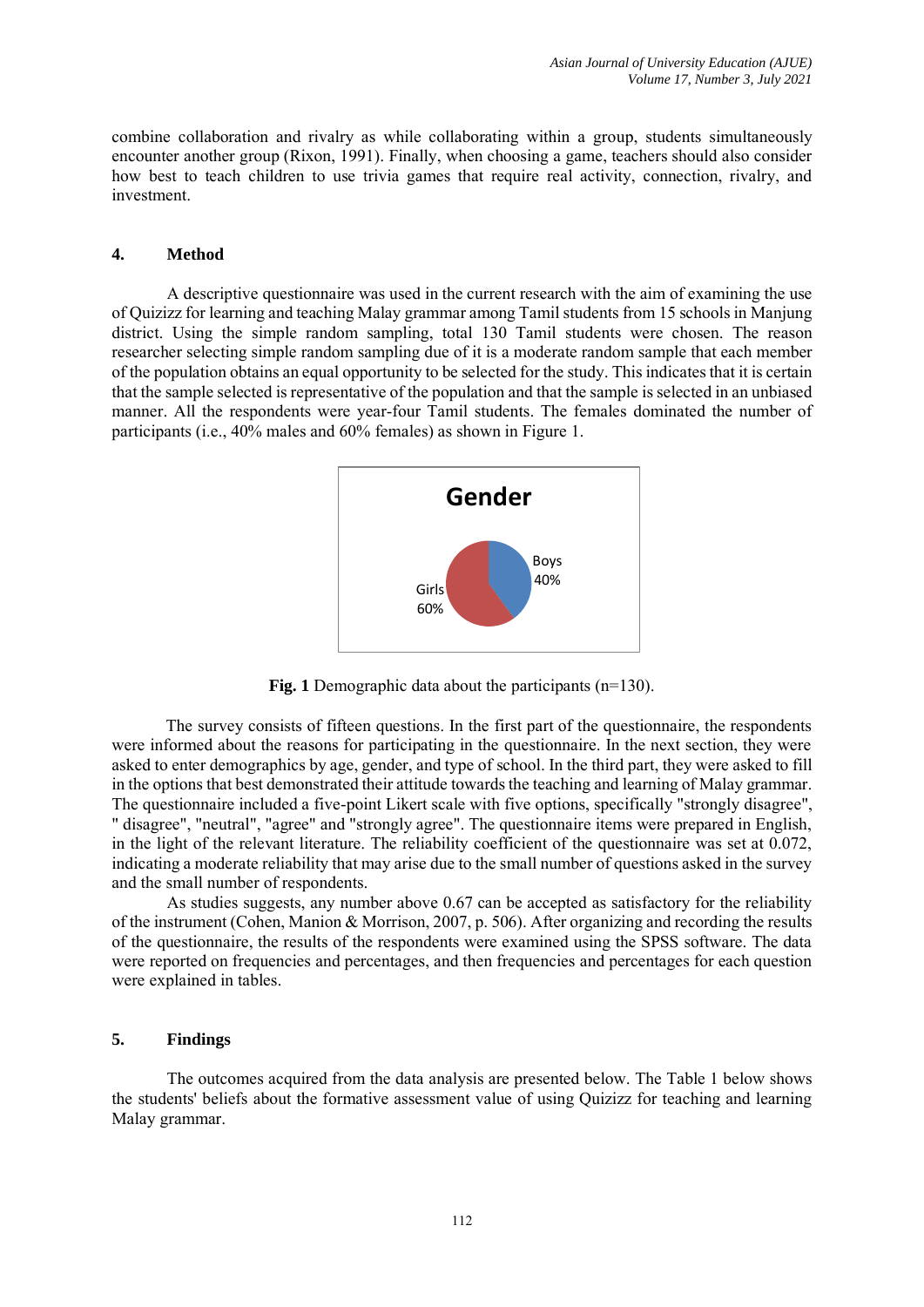combine collaboration and rivalry as while collaborating within a group, students simultaneously encounter another group (Rixon, 1991). Finally, when choosing a game, teachers should also consider how best to teach children to use trivia games that require real activity, connection, rivalry, and investment.

## 4. Method

A descriptive questionnaire was used in the current research with the aim of examining the use of Quizizz for learning and teaching Malay grammar among Tamil students from 15 schools in Manjung district. Using the simple random sampling, total 130 Tamil students were chosen. The reason researcher selecting simple random sampling due of it is a moderate random sample that each member of the population obtains an equal opportunity to be selected for the study. This indicates that it is certain that the sample selected is representative of the population and that the sample is selected in an unbiased manner. All the respondents were year-four Tamil students. The females dominated the number of participants (i.e., 40% males and 60% females) as shown in Figure 1.

Gender

Boys 40%

Girls 60%

**Fig. 1** Demographic data about the participants (n=130).

The survey consists of fifteen questions. In the first part of the questionnaire, the respondents were informed about the reasons for participating in the questionnaire. In the next section, they were asked to enter demographics by age, gender, and type of school. In the third part, they were asked to fill in the options that best demonstrated their attitude towards the teaching and learning of Malay grammar. The questionnaire included a five-point Likert scale with five options, specifically "strongly disagree", " disagree", "neutral", "agree" and "strongly agree". The questionnaire items were prepared in English, in the light of the relevant literature. The reliability coefficient of the questionnaire was set at 0.072, indicating a moderate reliability that may arise due to the small number of questions asked in the survey and the small number of respondents.

As studies suggests, any number above 0.67 can be accepted as satisfactory for the reliability of the instrument (Cohen, Manion & Morrison, 2007, p. 506). After organizing and recording the results of the questionnaire, the results of the respondents were examined using the SPSS software. The data were reported on frequencies and percentages, and then frequencies and percentages for each question were explained in tables.

## 5. Findings

The outcomes acquired from the data analysis are presented below. The Table 1 below shows the students' beliefs about the formative assessment value of using Quizizz for teaching and learning Malay grammar.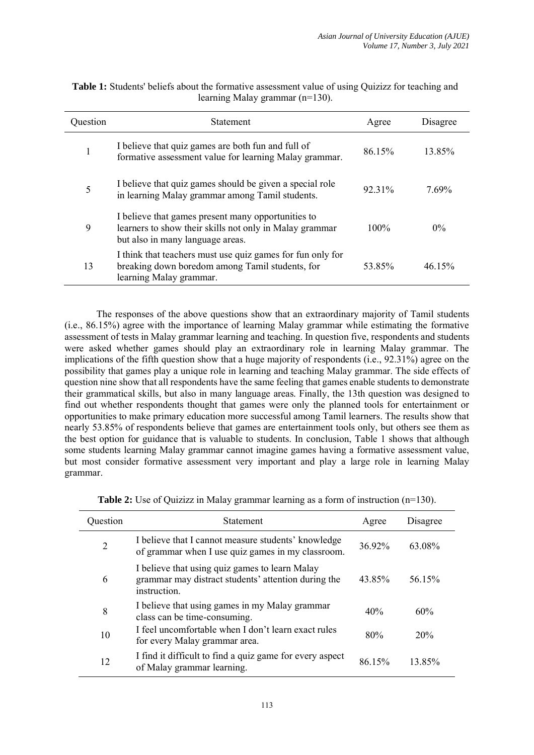**Table 1:** Students' beliefs about the formative assessment value of using Quizizz for teaching and learning Malay grammar (n=130).

| Question | Statement | Agree | Disagree |
|---|---|---|---|
| 1 | I believe that quiz games are both fun and full of formative assessment value for learning Malay grammar. | 86.15% | 13.85% |
| 5 | I believe that quiz games should be given a special role in learning Malay grammar among Tamil students. | 92.31% | 7.69% |
| 9 | I believe that games present many opportunities to learners to show their skills not only in Malay grammar but also in many language areas. | 100% | 0% |
| 13 | I think that teachers must use quiz games for fun only for breaking down boredom among Tamil students, for learning Malay grammar. | 53.85% | 46.15% |

The responses of the above questions show that an extraordinary majority of Tamil students (i.e., 86.15%) agree with the importance of learning Malay grammar while estimating the formative assessment of tests in Malay grammar learning and teaching. In question five, respondents and students were asked whether games should play an extraordinary role in learning Malay grammar. The implications of the fifth question show that a huge majority of respondents (i.e., 92.31%) agree on the possibility that games play a unique role in learning and teaching Malay grammar. The side effects of question nine show that all respondents have the same feeling that games enable students to demonstrate their grammatical skills, but also in many language areas. Finally, the 13th question was designed to find out whether respondents thought that games were only the planned tools for entertainment or opportunities to make primary education more successful among Tamil learners. The results show that nearly 53.85% of respondents believe that games are entertainment tools only, but others see them as the best option for guidance that is valuable to students. In conclusion, Table 1 shows that although some students learning Malay grammar cannot imagine games having a formative assessment value, but most consider formative assessment very important and play a large role in learning Malay grammar.

**Table 2:** Use of Quizizz in Malay grammar learning as a form of instruction (n=130).

| Question | Statement | Agree | Disagree |
|---|---|---|---|
| 2 | I believe that I cannot measure students' knowledge of grammar when I use quiz games in my classroom. | 36.92% | 63.08% |
| 6 | I believe that using quiz games to learn Malay grammar may distract students' attention during the instruction. | 43.85% | 56.15% |
| 8 | I believe that using games in my Malay grammar class can be time-consuming. | 40% | 60% |
| 10 | I feel uncomfortable when I don't learn exact rules for every Malay grammar area. | 80% | 20% |
| 12 | I find it difficult to find a quiz game for every aspect of Malay grammar learning. | 86.15% | 13.85% |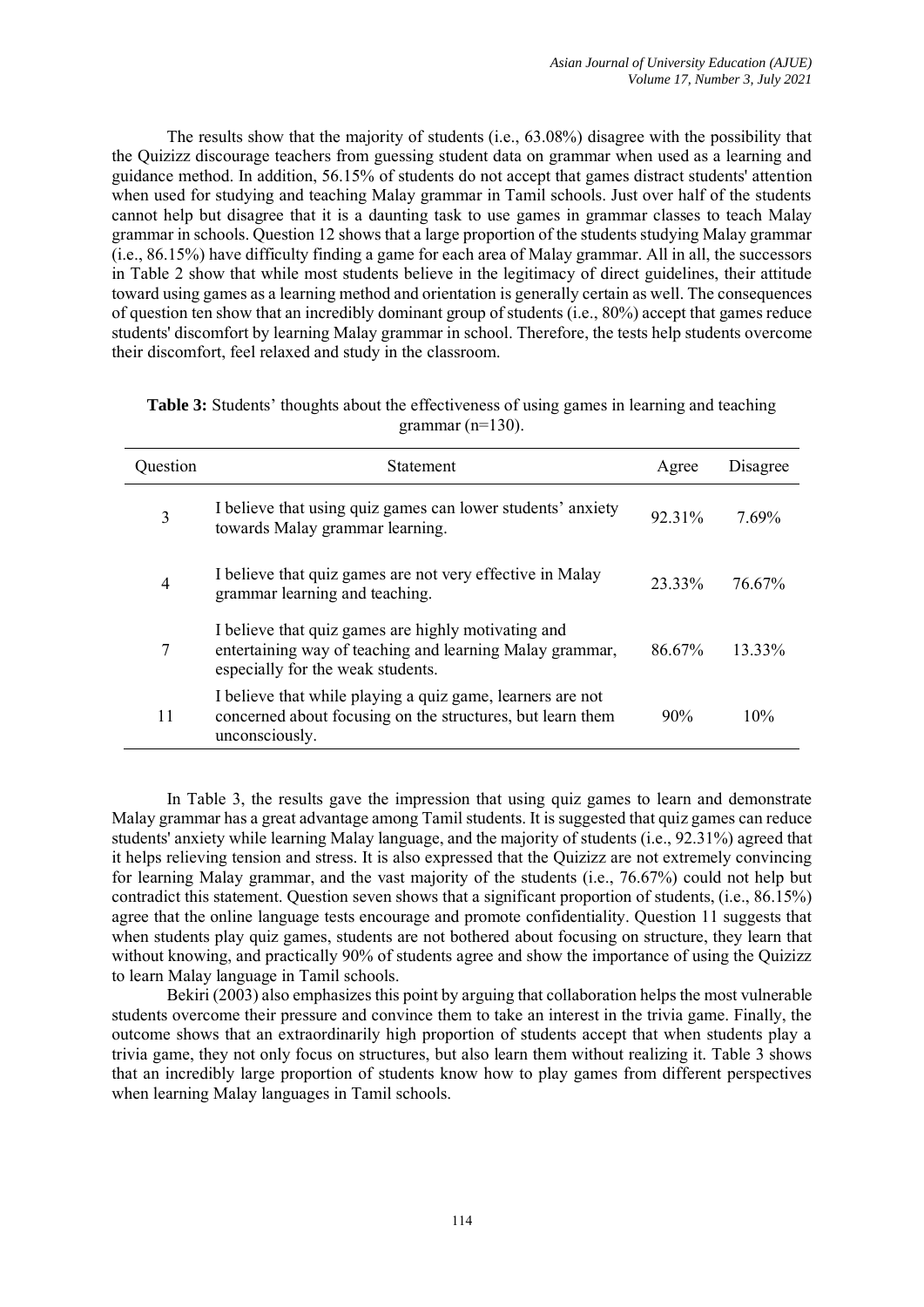The results show that the majority of students (i.e., 63.08%) disagree with the possibility that the Quizizz discourage teachers from guessing student data on grammar when used as a learning and guidance method. In addition, 56.15% of students do not accept that games distract students' attention when used for studying and teaching Malay grammar in Tamil schools. Just over half of the students cannot help but disagree that it is a daunting task to use games in grammar classes to teach Malay grammar in schools. Question 12 shows that a large proportion of the students studying Malay grammar (i.e., 86.15%) have difficulty finding a game for each area of Malay grammar. All in all, the successors in Table 2 show that while most students believe in the legitimacy of direct guidelines, their attitude toward using games as a learning method and orientation is generally certain as well. The consequences of question ten show that an incredibly dominant group of students (i.e., 80%) accept that games reduce students' discomfort by learning Malay grammar in school. Therefore, the tests help students overcome their discomfort, feel relaxed and study in the classroom.

**Table 3:** Students' thoughts about the effectiveness of using games in learning and teaching grammar (n=130).

| Question | Statement | Agree | Disagree |
|---|---|---|---|
| 3 | I believe that using quiz games can lower students' anxiety towards Malay grammar learning. | 92.31% | 7.69% |
| 4 | I believe that quiz games are not very effective in Malay grammar learning and teaching. | 23.33% | 76.67% |
| 7 | I believe that quiz games are highly motivating and entertaining way of teaching and learning Malay grammar, especially for the weak students. | 86.67% | 13.33% |
| 11 | I believe that while playing a quiz game, learners are not concerned about focusing on the structures, but learn them unconsciously. | 90% | 10% |

In Table 3, the results gave the impression that using quiz games to learn and demonstrate Malay grammar has a great advantage among Tamil students. It is suggested that quiz games can reduce students' anxiety while learning Malay language, and the majority of students (i.e., 92.31%) agreed that it helps relieving tension and stress. It is also expressed that the Quizizz are not extremely convincing for learning Malay grammar, and the vast majority of the students (i.e., 76.67%) could not help but contradict this statement. Question seven shows that a significant proportion of students, (i.e., 86.15%) agree that the online language tests encourage and promote confidentiality. Question 11 suggests that when students play quiz games, students are not bothered about focusing on structure, they learn that without knowing, and practically 90% of students agree and show the importance of using the Quizizz to learn Malay language in Tamil schools.

Bekiri (2003) also emphasizes this point by arguing that collaboration helps the most vulnerable students overcome their pressure and convince them to take an interest in the trivia game. Finally, the outcome shows that an extraordinarily high proportion of students accept that when students play a trivia game, they not only focus on structures, but also learn them without realizing it. Table 3 shows that an incredibly large proportion of students know how to play games from different perspectives when learning Malay languages in Tamil schools.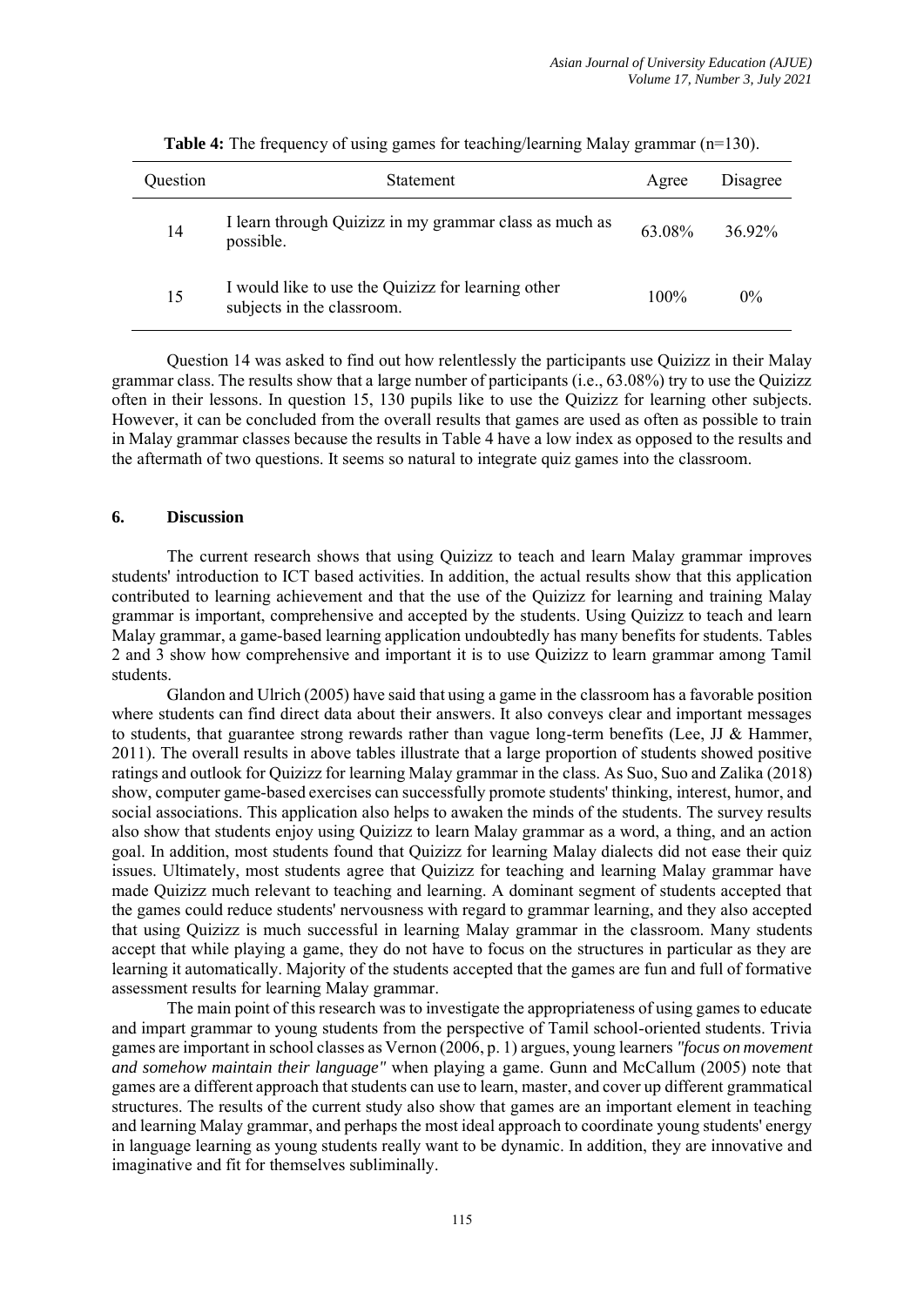**Table 4:** The frequency of using games for teaching/learning Malay grammar (n=130).

| Question | Statement | Agree | Disagree |
|---|---|---|---|
| 14 | I learn through Quizizz in my grammar class as much as possible. | 63.08% | 36.92% |
| 15 | I would like to use the Quizizz for learning other subjects in the classroom. | 100% | 0% |

Question 14 was asked to find out how relentlessly the participants use Quizizz in their Malay grammar class. The results show that a large number of participants (i.e., 63.08%) try to use the Quizizz often in their lessons. In question 15, 130 pupils like to use the Quizizz for learning other subjects. However, it can be concluded from the overall results that games are used as often as possible to train in Malay grammar classes because the results in Table 4 have a low index as opposed to the results and the aftermath of two questions. It seems so natural to integrate quiz games into the classroom.

## 6. Discussion

The current research shows that using Quizizz to teach and learn Malay grammar improves students' introduction to ICT based activities. In addition, the actual results show that this application contributed to learning achievement and that the use of the Quizizz for learning and training Malay grammar is important, comprehensive and accepted by the students. Using Quizizz to teach and learn Malay grammar, a game-based learning application undoubtedly has many benefits for students. Tables 2 and 3 show how comprehensive and important it is to use Quizizz to learn grammar among Tamil students.

Glandon and Ulrich (2005) have said that using a game in the classroom has a favorable position where students can find direct data about their answers. It also conveys clear and important messages to students, that guarantee strong rewards rather than vague long-term benefits (Lee, JJ & Hammer, 2011). The overall results in above tables illustrate that a large proportion of students showed positive ratings and outlook for Quizizz for learning Malay grammar in the class. As Suo, Suo and Zalika (2018) show, computer game-based exercises can successfully promote students' thinking, interest, humor, and social associations. This application also helps to awaken the minds of the students. The survey results also show that students enjoy using Quizizz to learn Malay grammar as a word, a thing, and an action goal. In addition, most students found that Quizizz for learning Malay dialects did not ease their quiz issues. Ultimately, most students agree that Quizizz for teaching and learning Malay grammar have made Quizizz much relevant to teaching and learning. A dominant segment of students accepted that the games could reduce students' nervousness with regard to grammar learning, and they also accepted that using Quizizz is much successful in learning Malay grammar in the classroom. Many students accept that while playing a game, they do not have to focus on the structures in particular as they are learning it automatically. Majority of the students accepted that the games are fun and full of formative assessment results for learning Malay grammar.

The main point of this research was to investigate the appropriateness of using games to educate and impart grammar to young students from the perspective of Tamil school-oriented students. Trivia games are important in school classes as Vernon (2006, p. 1) argues, young learners *"focus on movement and somehow maintain their language"* when playing a game. Gunn and McCallum (2005) note that games are a different approach that students can use to learn, master, and cover up different grammatical structures. The results of the current study also show that games are an important element in teaching and learning Malay grammar, and perhaps the most ideal approach to coordinate young students' energy in language learning as young students really want to be dynamic. In addition, they are innovative and imaginative and fit for themselves subliminally.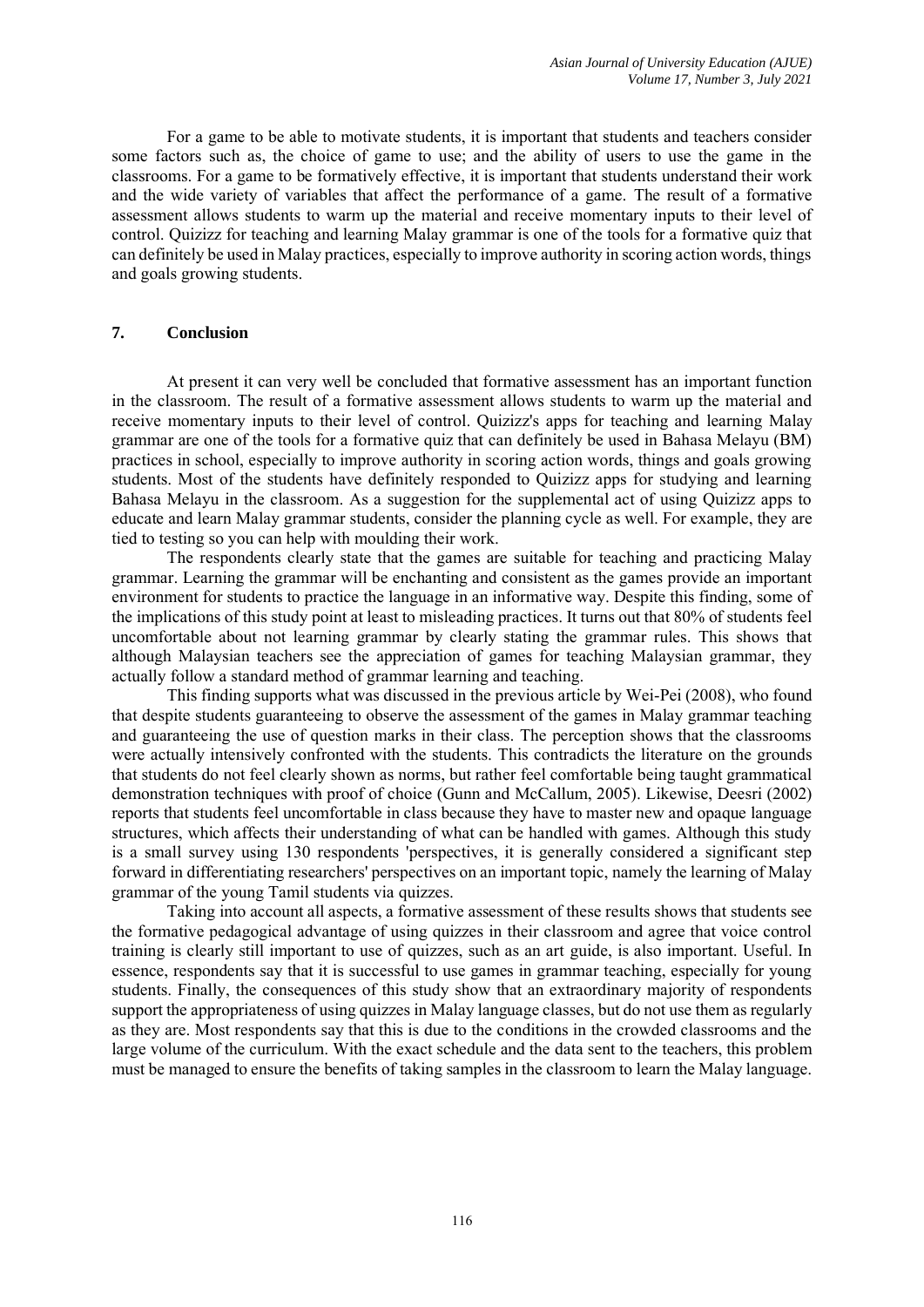For a game to be able to motivate students, it is important that students and teachers consider some factors such as, the choice of game to use; and the ability of users to use the game in the classrooms. For a game to be formatively effective, it is important that students understand their work and the wide variety of variables that affect the performance of a game. The result of a formative assessment allows students to warm up the material and receive momentary inputs to their level of control. Quizizz for teaching and learning Malay grammar is one of the tools for a formative quiz that can definitely be used in Malay practices, especially to improve authority in scoring action words, things and goals growing students.

## 7. Conclusion

At present it can very well be concluded that formative assessment has an important function in the classroom. The result of a formative assessment allows students to warm up the material and receive momentary inputs to their level of control. Quizizz's apps for teaching and learning Malay grammar are one of the tools for a formative quiz that can definitely be used in Bahasa Melayu (BM) practices in school, especially to improve authority in scoring action words, things and goals growing students. Most of the students have definitely responded to Quizizz apps for studying and learning Bahasa Melayu in the classroom. As a suggestion for the supplemental act of using Quizizz apps to educate and learn Malay grammar students, consider the planning cycle as well. For example, they are tied to testing so you can help with moulding their work.

The respondents clearly state that the games are suitable for teaching and practicing Malay grammar. Learning the grammar will be enchanting and consistent as the games provide an important environment for students to practice the language in an informative way. Despite this finding, some of the implications of this study point at least to misleading practices. It turns out that 80% of students feel uncomfortable about not learning grammar by clearly stating the grammar rules. This shows that although Malaysian teachers see the appreciation of games for teaching Malaysian grammar, they actually follow a standard method of grammar learning and teaching.

This finding supports what was discussed in the previous article by Wei-Pei (2008), who found that despite students guaranteeing to observe the assessment of the games in Malay grammar teaching and guaranteeing the use of question marks in their class. The perception shows that the classrooms were actually intensively confronted with the students. This contradicts the literature on the grounds that students do not feel clearly shown as norms, but rather feel comfortable being taught grammatical demonstration techniques with proof of choice (Gunn and McCallum, 2005). Likewise, Deesri (2002) reports that students feel uncomfortable in class because they have to master new and opaque language structures, which affects their understanding of what can be handled with games. Although this study is a small survey using 130 respondents 'perspectives, it is generally considered a significant step forward in differentiating researchers' perspectives on an important topic, namely the learning of Malay grammar of the young Tamil students via quizzes.

Taking into account all aspects, a formative assessment of these results shows that students see the formative pedagogical advantage of using quizzes in their classroom and agree that voice control training is clearly still important to use of quizzes, such as an art guide, is also important. Useful. In essence, respondents say that it is successful to use games in grammar teaching, especially for young students. Finally, the consequences of this study show that an extraordinary majority of respondents support the appropriateness of using quizzes in Malay language classes, but do not use them as regularly as they are. Most respondents say that this is due to the conditions in the crowded classrooms and the large volume of the curriculum. With the exact schedule and the data sent to the teachers, this problem must be managed to ensure the benefits of taking samples in the classroom to learn the Malay language.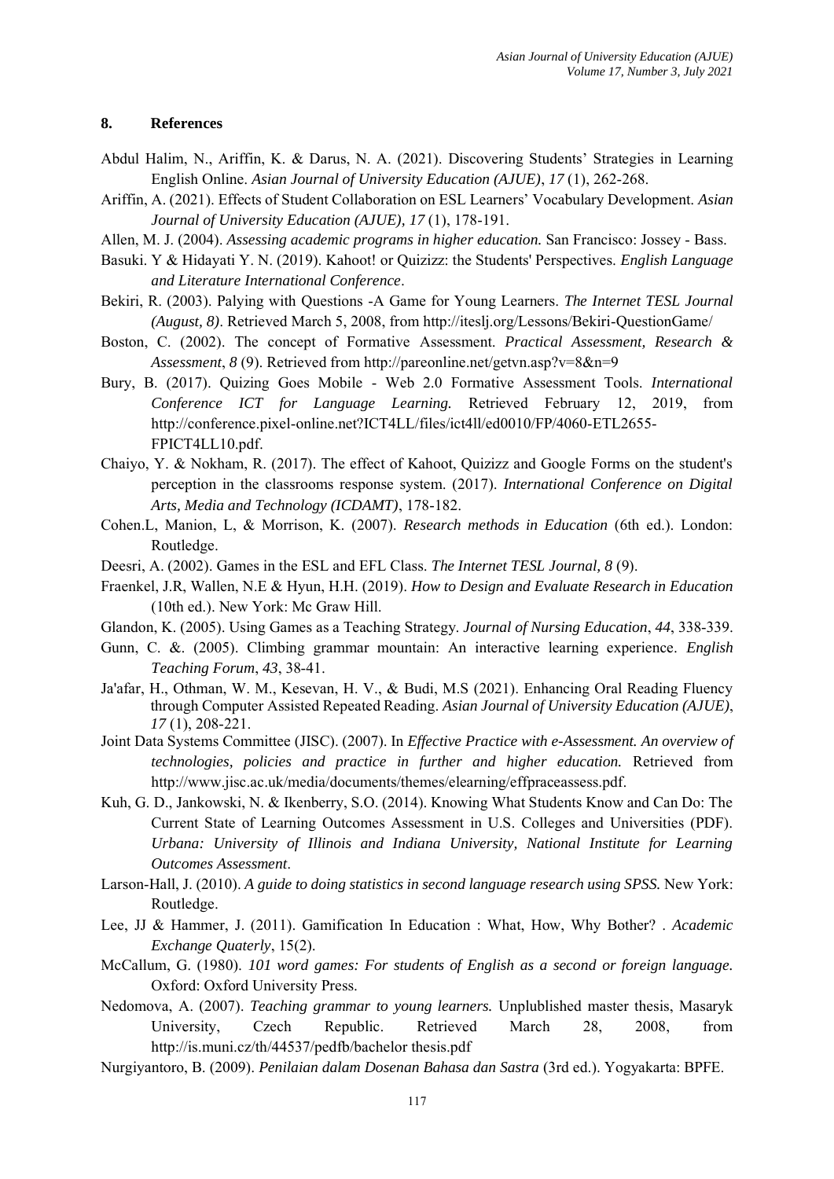## 8. References

Abdul Halim, N., Ariffin, K. & Darus, N. A. (2021). Discovering Students' Strategies in Learning English Online. *Asian Journal of University Education (AJUE)*, *17* (1), 262-268.

Ariffin, A. (2021). Effects of Student Collaboration on ESL Learners' Vocabulary Development. *Asian Journal of University Education (AJUE), 17* (1), 178-191.

Allen, M. J. (2004). *Assessing academic programs in higher education.* San Francisco: Jossey - Bass.

Basuki. Y & Hidayati Y. N. (2019). Kahoot! or Quizizz: the Students' Perspectives. *English Language and Literature International Conference*.

Bekiri, R. (2003). Palying with Questions -A Game for Young Learners. *The Internet TESL Journal (August, 8)*. Retrieved March 5, 2008, from http://iteslj.org/Lessons/Bekiri-QuestionGame/

Boston, C. (2002). The concept of Formative Assessment. *Practical Assessment, Research & Assessment*, *8* (9). Retrieved from http://pareonline.net/getvn.asp?v=8&n=9

Bury, B. (2017). Quizing Goes Mobile - Web 2.0 Formative Assessment Tools. *International Conference ICT for Language Learning.* Retrieved February 12, 2019, from http://conference.pixel-online.net?ICT4LL/files/ict4ll/ed0010/FP/4060-ETL2655-FPICT4LL10.pdf.

Chaiyo, Y. & Nokham, R. (2017). The effect of Kahoot, Quizizz and Google Forms on the student's perception in the classrooms response system. (2017). *International Conference on Digital Arts, Media and Technology (ICDAMT)*, 178-182.

Cohen.L, Manion, L, & Morrison, K. (2007). *Research methods in Education* (6th ed.). London: Routledge.

Deesri, A. (2002). Games in the ESL and EFL Class. *The Internet TESL Journal, 8* (9).

Fraenkel, J.R, Wallen, N.E & Hyun, H.H. (2019). *How to Design and Evaluate Research in Education* (10th ed.). New York: Mc Graw Hill.

Glandon, K. (2005). Using Games as a Teaching Strategy. *Journal of Nursing Education*, *44*, 338-339.

Gunn, C. &. (2005). Climbing grammar mountain: An interactive learning experience. *English Teaching Forum*, *43*, 38-41.

Ja'afar, H., Othman, W. M., Kesevan, H. V., & Budi, M.S (2021). Enhancing Oral Reading Fluency through Computer Assisted Repeated Reading. *Asian Journal of University Education (AJUE)*, *17* (1), 208-221.

Joint Data Systems Committee (JISC). (2007). In *Effective Practice with e-Assessment. An overview of technologies, policies and practice in further and higher education.* Retrieved from http://www.jisc.ac.uk/media/documents/themes/elearning/effpraceassess.pdf.

Kuh, G. D., Jankowski, N. & Ikenberry, S.O. (2014). Knowing What Students Know and Can Do: The Current State of Learning Outcomes Assessment in U.S. Colleges and Universities (PDF). *Urbana: University of Illinois and Indiana University, National Institute for Learning Outcomes Assessment*.

Larson-Hall, J. (2010). *A guide to doing statistics in second language research using SPSS.* New York: Routledge.

Lee, JJ & Hammer, J. (2011). Gamification In Education : What, How, Why Bother? . *Academic Exchange Quaterly*, 15(2).

McCallum, G. (1980). *101 word games: For students of English as a second or foreign language.* Oxford: Oxford University Press.

Nedomova, A. (2007). *Teaching grammar to young learners.* Unplublished master thesis, Masaryk University, Czech Republic. Retrieved March 28, 2008, from http://is.muni.cz/th/44537/pedfb/bachelor thesis.pdf

Nurgiyantoro, B. (2009). *Penilaian dalam Dosenan Bahasa dan Sastra* (3rd ed.). Yogyakarta: BPFE.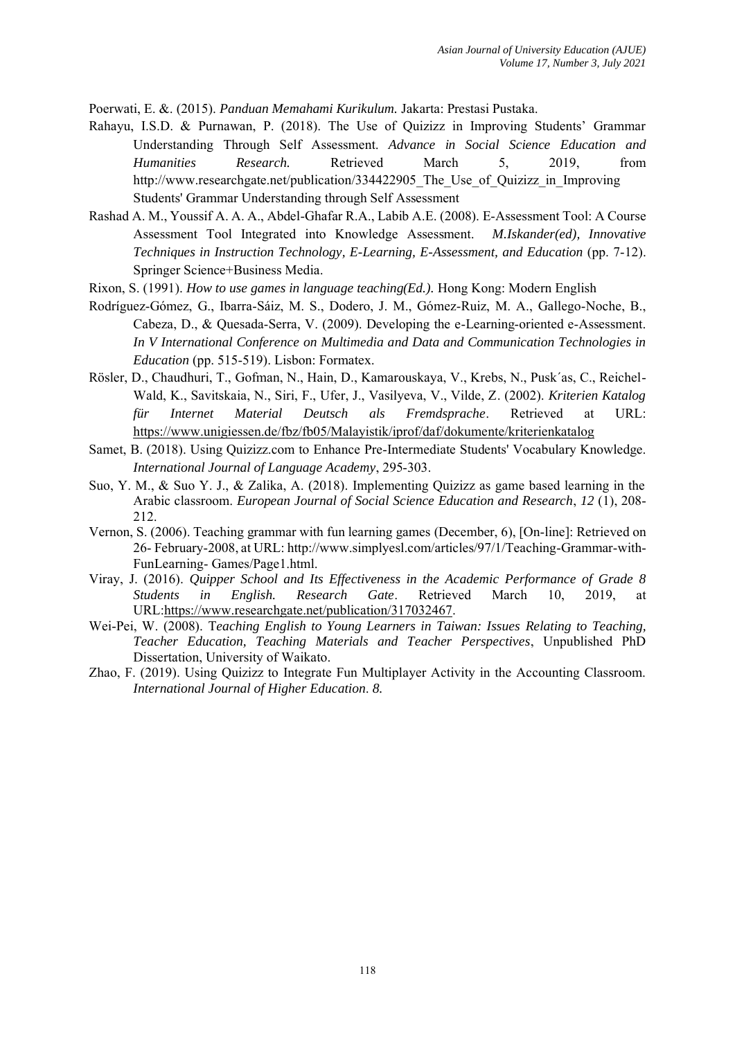Poerwati, E. &. (2015). *Panduan Memahami Kurikulum.* Jakarta: Prestasi Pustaka.

Rahayu, I.S.D. & Purnawan, P. (2018). The Use of Quizizz in Improving Students' Grammar Understanding Through Self Assessment. *Advance in Social Science Education and Humanities Research.* Retrieved March 5, 2019, from http://www.researchgate.net/publication/334422905_The_Use_of_Quizizz_in_Improving Students' Grammar Understanding through Self Assessment

Rashad A. M., Youssif A. A. A., Abdel-Ghafar R.A., Labib A.E. (2008). E-Assessment Tool: A Course Assessment Tool Integrated into Knowledge Assessment. *M.Iskander(ed), Innovative Techniques in Instruction Technology, E-Learning, E-Assessment, and Education* (pp. 7-12). Springer Science+Business Media.

Rixon, S. (1991). *How to use games in language teaching(Ed.).* Hong Kong: Modern English

Rodríguez-Gómez, G., Ibarra-Sáiz, M. S., Dodero, J. M., Gómez-Ruiz, M. A., Gallego-Noche, B., Cabeza, D., & Quesada-Serra, V. (2009). Developing the e-Learning-oriented e-Assessment. *In V International Conference on Multimedia and Data and Communication Technologies in Education* (pp. 515-519). Lisbon: Formatex.

Rösler, D., Chaudhuri, T., Gofman, N., Hain, D., Kamarouskaya, V., Krebs, N., Pusk´as, C., Reichel-Wald, K., Savitskaia, N., Siri, F., Ufer, J., Vasilyeva, V., Vilde, Z. (2002). *Kriterien Katalog für Internet Material Deutsch als Fremdsprache*. Retrieved at URL: https://www.unigiessen.de/fbz/fb05/Malayistik/iprof/daf/dokumente/kriterienkatalog

Samet, B. (2018). Using Quizizz.com to Enhance Pre-Intermediate Students' Vocabulary Knowledge. *International Journal of Language Academy*, 295-303.

Suo, Y. M., & Suo Y. J., & Zalika, A. (2018). Implementing Quizizz as game based learning in the Arabic classroom. *European Journal of Social Science Education and Research*, *12* (1), 208-212.

Vernon, S. (2006). Teaching grammar with fun learning games (December, 6), [On-line]: Retrieved on 26- February-2008, at URL: http://www.simplyesl.com/articles/97/1/Teaching-Grammar-with-FunLearning- Games/Page1.html.

Viray, J. (2016). *Quipper School and Its Effectiveness in the Academic Performance of Grade 8 Students in English. Research Gate*. Retrieved March 10, 2019, at URL:https://www.researchgate.net/publication/317032467.

Wei-Pei, W. (2008). *Teaching English to Young Learners in Taiwan: Issues Relating to Teaching, Teacher Education, Teaching Materials and Teacher Perspectives*, Unpublished PhD Dissertation, University of Waikato.

Zhao, F. (2019). Using Quizizz to Integrate Fun Multiplayer Activity in the Accounting Classroom. *International Journal of Higher Education*. *8.*